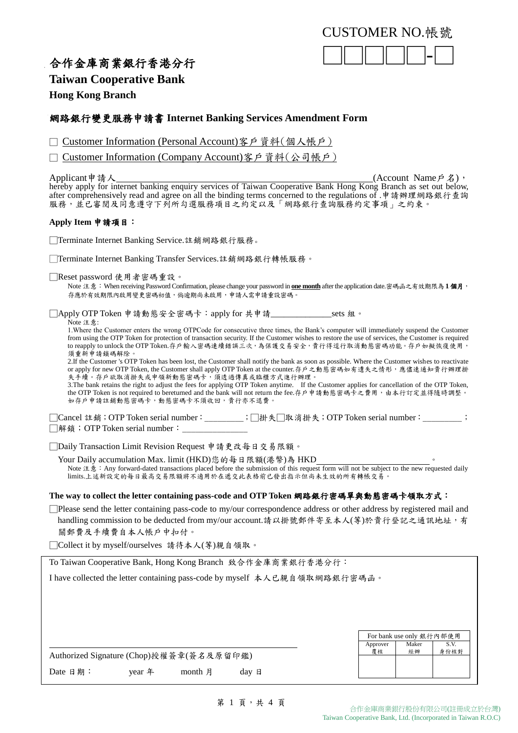CUSTOMER NO.帳號

☐☐☐☐☐-☐

# 合作金庫商業銀行香港分行

**Taiwan Cooperative Bank**

**Hong Kong Branch**

## 網路銀行變更服務申請書 Internet Banking Services Amendment Form

☐ Customer Information (Personal Account)客戶資料(個人帳戶)

☐ Customer Information (Company Account)客戶資料(公司帳戶)

Applicant申請人\_\_\_\_\_\_\_\_\_\_\_\_\_\_\_\_\_\_\_\_\_\_\_\_\_\_\_\_\_\_\_\_\_\_\_\_\_\_\_\_\_\_\_\_(Account Name戶名)，hereby apply for internet banking enquiry services of Taiwan Cooperative Bank Hong Kong Branch as set out below, after comprehensively read and agree on all the binding terms concerned to the regulations of .申請辦理網路銀行查詢服務，並已審閱及同意遵守下列所勾選服務項目之約定以及「網路銀行查詢服務約定事項」之約束。

**Apply Item 申請項目：**

☐Terminate Internet Banking Service.註銷網路銀行服務。

☐Terminate Internet Banking Transfer Services.註銷網路銀行轉帳服務。

☐Reset password 使用者密碼重設。

Note 注意：When receiving Password Confirmation, please change your password in **one month** after the application date.密碼函之有效期限為 **1 個月**，存應於有效期限內啟用變更密碼初值，倘逾期尚未啟用，申請人需申請重設密碼。

☐Apply OTP Token 申請動態安全密碼卡：apply for 共申請\_\_\_\_\_\_\_\_\_\_\_\_\_\_sets 組。

Note 注意:

1.Where the Customer enters the wrong OTPCode for consecutive three times, the Bank's computer will immediately suspend the Customer from using the OTP Token for protection of transaction security. If the Customer wishes to restore the use of services, the Customer is required to reapply to unlock the OTP Token.存戶輸入密碼連續錯誤三次，為保護交易安全，貴行得逕行取消動態密碼功能。存戶如擬恢復使用，須重新申請鎖碼解除。

2.If the Customer 's OTP Token has been lost, the Customer shall notify the bank as soon as possible. Where the Customer wishes to reactivate or apply for new OTP Token, the Customer shall apply OTP Token at the counter.存戶之動態密碼如有遺失之情形，應儘速通知貴行辦理掛失手續。存戶欲取消掛失或申領新動態密碼卡，須透過傳真或臨櫃方式進行辦理。

3.The bank retains the right to adjust the fees for applying OTP Token anytime. If the Customer applies for cancellation of the OTP Token, the OTP Token is not required to beretumed and the bank will not return the fee.存戶申請動態密碼卡之費用，由本行訂定並得隨時調整。如存戶申請註銷動態密碼卡，動態密碼卡不須收回，貴行亦不退費。

☐Cancel 註銷；OTP Token serial number：\_\_\_\_\_\_\_\_\_；☐掛失☐取消掛失；OTP Token serial number：\_\_\_\_\_\_\_\_\_；
☐解鎖；OTP Token serial number：\_\_\_\_\_\_\_\_\_\_\_\_\_\_\_

☐Daily Transaction Limit Revision Request 申請更改每日交易限額。

Your Daily accumulation Max. limit (HKD)您的每日限額(港幣)為 HKD\_\_\_\_\_\_\_\_\_\_\_\_\_\_\_\_\_\_\_\_。

Note 注意：Any forward-dated transactions placed before the submission of this request form will not be subject to the new requested daily limits.上述新設定的每日最高交易限額將不適用於在遞交此表格前已發出指示但尚未生效的所有轉帳交易。

**The way to collect the letter containing pass-code and OTP Token 網路銀行密碼單與動態密碼卡領取方式：**

☐Please send the letter containing pass-code to my/our correspondence address or other address by registered mail and handling commission to be deducted from my/our account.請以掛號郵件寄至本人(等)於貴行登記之通訊地址，有關郵費及手續費自本人帳戶中扣付。

☐Collect it by myself/ourselves 請待本人(等)親自領取。

To Taiwan Cooperative Bank, Hong Kong Branch 致合作金庫商業銀行香港分行：

I have collected the letter containing pass-code by myself 本人已親自領取網路銀行密碼函。

\_\_\_\_\_\_\_\_\_\_\_\_\_\_\_\_\_\_\_\_\_\_\_\_\_\_\_\_\_\_\_\_\_\_\_\_\_\_\_\_

Authorized Signature (Chop)授權簽章(簽名及原留印鑑)

Date 日期：　　year 年　　month 月　　day 日

| For bank use only 銀行內部使用 | | |
|---|---|---|
| Approver 覆核 | Maker 經辦 | S.V. 身份核對 |
| | | |

合作金庫商業銀行股份有限公司(註冊成立於台灣)
Taiwan Cooperative Bank, Ltd. (Incorporated in Taiwan R.O.C)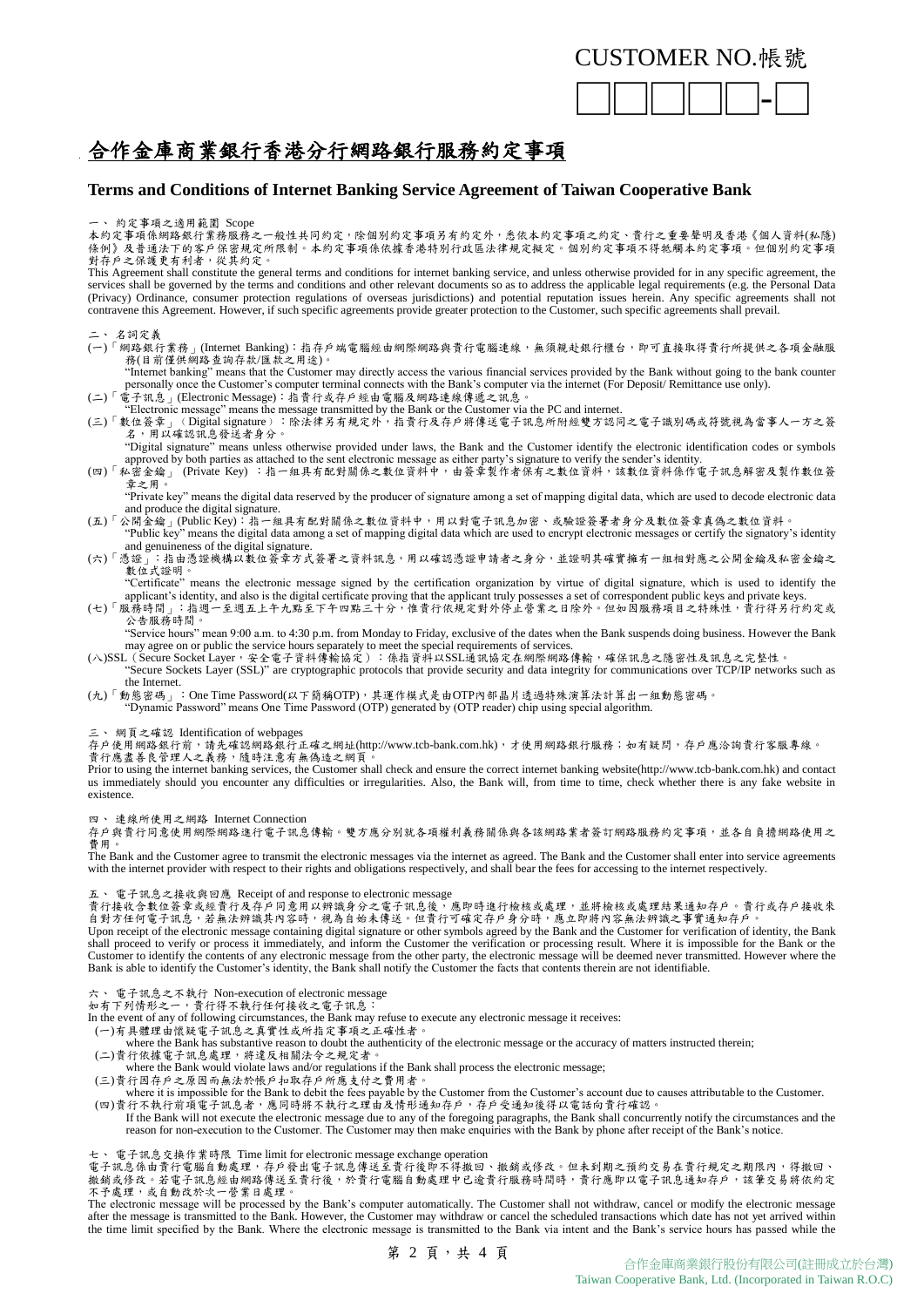CUSTOMER NO.帳號

□□□□□-□

# 合作金庫商業銀行香港分行網路銀行服務約定事項

## Terms and Conditions of Internet Banking Service Agreement of Taiwan Cooperative Bank

一、 約定事項之適用範圍 Scope

本約定事項係網路銀行業務服務之一般性共同約定，除個別約定事項另有約定外，悉依本約定事項之約定、貴行之重要聲明及香港《個人資料(私隱)條例》及普通法下的客戶保密規定所限制。本約定事項係依據香港特別行政區法律規定擬定。個別約定事項不得牴觸本約定事項。但個別約定事項對存戶之保護更有利者，從其約定。

This Agreement shall constitute the general terms and conditions for internet banking service, and unless otherwise provided for in any specific agreement, the services shall be governed by the terms and conditions and other relevant documents so as to address the applicable legal requirements (e.g. the Personal Data (Privacy) Ordinance, consumer protection regulations of overseas jurisdictions) and potential reputation issues herein. Any specific agreements shall not contravene this Agreement. However, if such specific agreements provide greater protection to the Customer, such specific agreements shall prevail.

二、 名詞定義

(一)「網路銀行業務」(Internet Banking)：指存戶端電腦經由網際網路與貴行電腦連線，無須親赴銀行櫃台，即可直接取得貴行所提供之各項金融服務(目前僅供網路查詢存款/匯款之用途)。

"Internet banking" means that the Customer may directly access the various financial services provided by the Bank without going to the bank counter personally once the Customer's computer terminal connects with the Bank's computer via the internet (For Deposit/ Remittance use only).

(二)「電子訊息」(Electronic Message)：指貴行或存戶經由電腦及網路連線傳遞之訊息。

"Electronic message" means the message transmitted by the Bank or the Customer via the PC and internet.

(三)「數位簽章」（Digital signature）：除法律另有規定外，指貴行及存戶將傳送電子訊息所附經雙方認同之電子識別碼或符號視為當事人一方之簽名，用以確認訊息發送者身分。

"Digital signature" means unless otherwise provided under laws, the Bank and the Customer identify the electronic identification codes or symbols approved by both parties as attached to the sent electronic message as either party's signature to verify the sender's identity.

(四)「私密金鑰」 (Private Key) ：指一組具有配對關係之數位資料中，由簽章製作者保有之數位資料，該數位資料係作電子訊息解密及製作數位簽章之用。

"Private key" means the digital data reserved by the producer of signature among a set of mapping digital data, which are used to decode electronic data and produce the digital signature.

(五)「公開金鑰」(Public Key)：指一組具有配對關係之數位資料中，用以對電子訊息加密、或驗證簽署者身分及數位簽章真偽之數位資料。

"Public key" means the digital data among a set of mapping digital data which are used to encrypt electronic messages or certify the signatory's identity and genuineness of the digital signature.

(六)「憑證」：指由憑證機構以數位簽章方式簽署之資料訊息，用以確認憑證申請者之身分，並證明其確實擁有一組相對應之公開金鑰及私密金鑰之數位式證明。

"Certificate" means the electronic message signed by the certification organization by virtue of digital signature, which is used to identify the applicant's identity, and also is the digital certificate proving that the applicant truly possesses a set of correspondent public keys and private keys.

(七)「服務時間」：指週一至週五上午九點至下午四點三十分，惟貴行依規定對外停止營業之日除外。但如因服務項目之特殊性，貴行得另行約定或公告服務時間。

"Service hours" mean 9:00 a.m. to 4:30 p.m. from Monday to Friday, exclusive of the dates when the Bank suspends doing business. However the Bank may agree on or public the service hours separately to meet the special requirements of services.

(八)SSL（Secure Socket Layer，安全電子資料傳輸協定）：係指資料以SSL通訊協定在網際網路傳輸，確保訊息之隱密性及訊息之完整性。

"Secure Sockets Layer (SSL)" are cryptographic protocols that provide security and data integrity for communications over TCP/IP networks such as the Internet.

(九)「動態密碼」：One Time Password(以下簡稱OTP)，其運作模式是由OTP內部晶片透過特殊演算法計算出一組動態密碼。

"Dynamic Password" means One Time Password (OTP) generated by (OTP reader) chip using special algorithm.

三、 網頁之確認 Identification of webpages

存戶使用網路銀行前，請先確認網路銀行正確之網址(http://www.tcb-bank.com.hk)，才使用網路銀行服務；如有疑問，存戶應洽詢貴行客服專線。貴行應盡善良管理人之義務，隨時注意有無偽造之網頁。

Prior to using the internet banking services, the Customer shall check and ensure the correct internet banking website(http://www.tcb-bank.com.hk) and contact us immediately should you encounter any difficulties or irregularities. Also, the Bank will, from time to time, check whether there is any fake website in existence.

四、 連線所使用之網路 Internet Connection

存戶與貴行同意使用網際網路進行電子訊息傳輸。雙方應分別就各項權利義務關係與各該網路業者簽訂網路服務約定事項，並各自負擔網路使用之費用。

The Bank and the Customer agree to transmit the electronic messages via the internet as agreed. The Bank and the Customer shall enter into service agreements with the internet provider with respect to their rights and obligations respectively, and shall bear the fees for accessing to the internet respectively.

五、 電子訊息之接收與回應 Receipt of and response to electronic message

貴行接收含數位簽章或經貴行及存戶同意用以辨識身分之電子訊息後，應即時進行檢核或處理，並將檢核或處理結果通知存戶。貴行或存戶接收來自對方任何電子訊息，若無法辨識其內容時，視為自始未傳送。但貴行可確定存戶身分時，應立即將內容無法辨識之事實通知存戶。

Upon receipt of the electronic message containing digital signature or other symbols agreed by the Bank and the Customer for verification of identity, the Bank shall proceed to verify or process it immediately, and inform the Customer the verification or processing result. Where it is impossible for the Bank or the Customer to identify the contents of any electronic message from the other party, the electronic message will be deemed never transmitted. However where the Bank is able to identify the Customer's identity, the Bank shall notify the Customer the facts that contents therein are not identifiable.

六、 電子訊息之不執行 Non-execution of electronic message

如有下列情形之一，貴行得不執行任何接收之電子訊息：

In the event of any of following circumstances, the Bank may refuse to execute any electronic message it receives:

(一)有具體理由懷疑電子訊息之真實性或所指定事項之正確性者。

where the Bank has substantive reason to doubt the authenticity of the electronic message or the accuracy of matters instructed therein;

(二)貴行依據電子訊息處理，將違反相關法令之規定者。

where the Bank would violate laws and/or regulations if the Bank shall process the electronic message;

(三)貴行因存戶之原因而無法於帳戶扣取存戶所應支付之費用者。

where it is impossible for the Bank to debit the fees payable by the Customer from the Customer's account due to causes attributable to the Customer.

(四)貴行不執行前項電子訊息者，應同時將不執行之理由及情形通知存戶，存戶受通知後得以電話向貴行確認。

If the Bank will not execute the electronic message due to any of the foregoing paragraphs, the Bank shall concurrently notify the circumstances and the reason for non-execution to the Customer. The Customer may then make enquiries with the Bank by phone after receipt of the Bank's notice.

七、 電子訊息交換作業時限 Time limit for electronic message exchange operation

電子訊息係由貴行電腦自動處理，存戶發出電子訊息傳送至貴行後即不得撤回、撤銷或修改。但未到期之預約交易在貴行規定之期限內，得撤回、撤銷或修改。若電子訊息經由網路傳送至貴行後，於貴行電腦自動處理中已逾貴行服務時間時，貴行應即以電子訊息通知存戶，該筆交易將依約定不予處理，或自動改於次一營業日處理。

The electronic message will be processed by the Bank's computer automatically. The Customer shall not withdraw, cancel or modify the electronic message after the message is transmitted to the Bank. However, the Customer may withdraw or cancel the scheduled transactions which date has not yet arrived within the time limit specified by the Bank. Where the electronic message is transmitted to the Bank via intent and the Bank's service hours has passed while the

合作金庫商業銀行股份有限公司(註冊成立於台灣)
Taiwan Cooperative Bank, Ltd. (Incorporated in Taiwan R.O.C)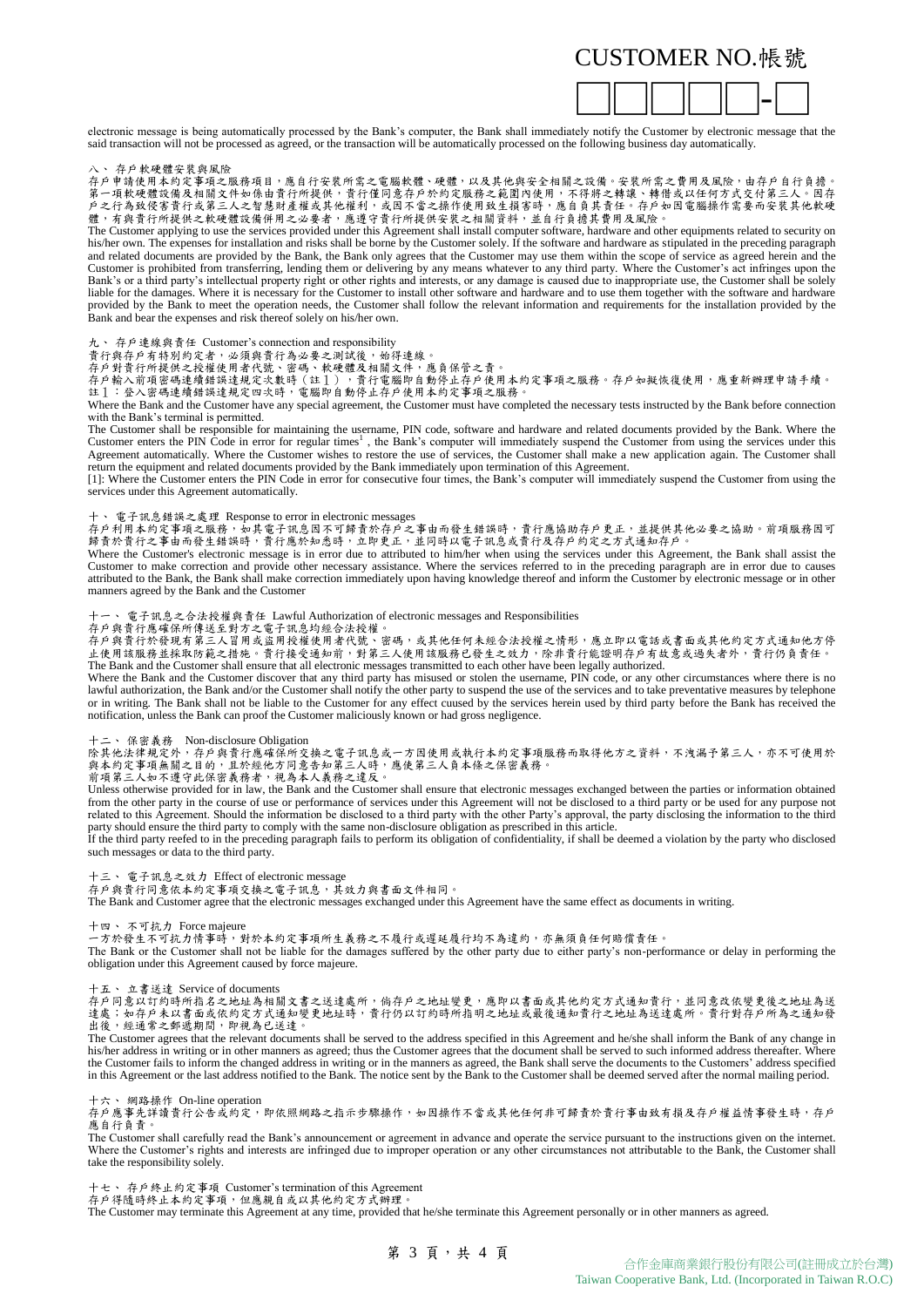CUSTOMER NO.帳號

electronic message is being automatically processed by the Bank's computer, the Bank shall immediately notify the Customer by electronic message that the said transaction will not be processed as agreed, or the transaction will be automatically processed on the following business day automatically.

八、 存戶軟硬體安裝與風險

存戶申請使用本約定事項之服務項目，應自行安裝所需之電腦軟體、硬體，以及其他與安全相關之設備。安裝所需之費用及風險，由存戶自行負擔。第一項軟硬體設備及相關文件如係由貴行所提供，貴行僅同意存戶於約定服務之範圍內使用，不得將之轉讓、轉借或以任何方式交付第三人。因存戶之行為致侵害貴行或第三人之智慧財產權或其他權利，或因不當之操作使用致生損害時，應自負其責任。存戶如因電腦操作需要而安裝其他軟硬體，有與貴行所提供之軟硬體設備併用之必要者，應遵守貴行所提供安裝之相關資料，並自行負擔其費用及風險。

The Customer applying to use the services provided under this Agreement shall install computer software, hardware and other equipments related to security on his/her own. The expenses for installation and risks shall be borne by the Customer solely. If the software and hardware as stipulated in the preceding paragraph and related documents are provided by the Bank, the Bank only agrees that the Customer may use them within the scope of service as agreed herein and the Customer is prohibited from transferring, lending them or delivering by any means whatever to any third party. Where the Customer's act infringes upon the Bank's or a third party's intellectual property right or other rights and interests, or any damage is caused due to inappropriate use, the Customer shall be solely liable for the damages. Where it is necessary for the Customer to install other software and hardware and to use them together with the software and hardware provided by the Bank to meet the operation needs, the Customer shall follow the relevant information and requirements for the installation provided by the Bank and bear the expenses and risk thereof solely on his/her own.

九、 存戶連線與責任 Customer's connection and responsibility

貴行與存戶有特別約定者，必須與貴行為必要之測試後，始得連線。

存戶對貴行所提供之授權使用者代號、密碼、軟硬體及相關文件，應負保管之責。

存戶輸入前項密碼連續錯誤達規定次數時（註1），貴行電腦即自動停止存戶使用本約定事項之服務。存戶如擬恢復使用，應重新辦理申請手續。

註1：登入密碼連續錯誤達規定四次時，電腦即自動停止存戶使用本約定事項之服務。

Where the Bank and the Customer have any special agreement, the Customer must have completed the necessary tests instructed by the Bank before connection with the Bank's terminal is permitted.

The Customer shall be responsible for maintaining the username, PIN code, software and hardware and related documents provided by the Bank. Where the Customer enters the PIN Code in error for regular times[1], the Bank's computer will immediately suspend the Customer from using the services under this Agreement automatically. Where the Customer wishes to restore the use of services, the Customer shall make a new application again. The Customer shall return the equipment and related documents provided by the Bank immediately upon termination of this Agreement.

[1]: Where the Customer enters the PIN Code in error for consecutive four times, the Bank's computer will immediately suspend the Customer from using the services under this Agreement automatically.

十、 電子訊息錯誤之處理 Response to error in electronic messages

存戶利用本約定事項之服務，如其電子訊息因不可歸責於存戶之事由而發生錯誤時，貴行應協助存戶更正，並提供其他必要之協助。前項服務因可歸責於貴行之事由而發生錯誤時，貴行應於知悉時，立即更正，並同時以電子訊息或貴行及存戶約定之方式通知存戶。

Where the Customer's electronic message is in error due to attributed to him/her when using the services under this Agreement, the Bank shall assist the Customer to make correction and provide other necessary assistance. The services referred to in the preceding paragraph are in error due to causes attributed to the Bank, the Bank shall make correction immediately upon having knowledge thereof and inform the Customer by electronic message or in other manners agreed by the Bank and the Customer

十一、 電子訊息之合法授權與責任 Lawful Authorization of electronic messages and Responsibilities

存戶與貴行應確保所傳送至對方之電子訊息均經合法授權。

存戶與貴行於發現有第三人冒用或盜用授權使用者代號、密碼，或其他任何未經合法授權之情形，應立即以電話或書面或其他約定方式通知他方停止使用該服務並採取防範之措施。貴行接受通知前，對第三人使用該服務已發生之效力，除非貴行能證明存戶有故意或過失者外，貴行仍負責任。

The Bank and the Customer shall ensure that all electronic messages transmitted to each other have been legally authorized.

Where the Bank and the Customer discover that any third party has misused or stolen the username, PIN code, or any other circumstances where there is no lawful authorization, the Bank and/or the Customer shall notify the other party to suspend the use of the services and to take preventative measures by telephone or in writing. The Bank shall not be liable to the Customer for any effect cuused by the services herein used by third party before the Bank has received the notification, unless the Bank can proof the Customer maliciously known or had gross negligence.

十二、 保密義務 Non-disclosure Obligation

除其他法律規定外，存戶與貴行應確保所交換之電子訊息或一方因使用或執行本約定事項服務而取得他方之資料，不洩漏予第三人，亦不可使用於與本約定事項無關之目的，且於經他方同意告知第三人時，應使第三人負本條之保密義務。

前項第三人如不遵守此保密義務者，視為本人義務之違反。

Unless otherwise provided for in law, the Bank and the Customer shall ensure that electronic messages exchanged between the parties or information obtained from the other party in the course of use or performance of services under this Agreement will not be disclosed to a third party or be used for any purpose not related to this Agreement. Should the information be disclosed to a third party with the other Party's approval, the party disclosing the information to the third party should ensure the third party to comply with the same non-disclosure obligation as prescribed in this article.

If the third party reefed to in the preceding paragraph fails to perform its obligation of confidentiality, if shall be deemed a violation by the party who disclosed such messages or data to the third party.

十三、 電子訊息之效力 Effect of electronic message

存戶與貴行同意依本約定事項交換之電子訊息，其效力與書面文件相同。

The Bank and Customer agree that the electronic messages exchanged under this Agreement have the same effect as documents in writing.

十四、 不可抗力 Force majeure

一方於發生不可抗力情事時，對於本約定事項所生義務之不履行或遲延履行均不為違約，亦無須負任何賠償責任。

The Bank or the Customer shall not be liable for the damages suffered by the other party due to either party's non-performance or delay in performing the obligation under this Agreement caused by force majeure.

十五、 立書送達 Service of documents

存戶同意以訂約時所指名之地址為相關文書之送達處所，倘存戶之地址變更，應即以書面或其他約定方式通知貴行，並同意改依變更後之地址為送達處；如存戶未以書面或依約定方式通知變更地址時，貴行仍以訂約時所指明之地址或最後通知貴行之地址為送達處所。貴行對存戶所為之通知發出後，經通常之郵遞期間，即視為已送達。

The Customer agrees that the relevant documents shall be served to the address specified in this Agreement and he/she shall inform the Bank of any change in his/her address in writing or in other manners as agreed; thus the Customer agrees that the document shall be served to such informed address thereafter. Where the Customer fails to inform the changed address in writing or in the manners as agreed, the Bank shall serve the documents to the Customers' address specified in this Agreement or the last address notified to the Bank. The notice sent by the Bank to the Customer shall be deemed served after the normal mailing period.

十六、 網路操作 On-line operation

存戶應事先詳讀貴行公告或約定，即依照網路之指示步驟操作，如因操作不當或其他任何非可歸責於貴行事由致有損及存戶權益情事發生時，存戶應自行負責。

The Customer shall carefully read the Bank's announcement or agreement in advance and operate the service pursuant to the instructions given on the internet. Where the Customer's rights and interests are infringed due to improper operation or any other circumstances not attributable to the Bank, the Customer shall take the responsibility solely.

十七、 存戶終止約定事項 Customer's termination of this Agreement

存戶得隨時終止本約定事項，但應親自或以其他約定方式辦理。

The Customer may terminate this Agreement at any time, provided that he/she terminate this Agreement personally or in other manners as agreed.

合作金庫商業銀行股份有限公司(註冊成立於台灣)
Taiwan Cooperative Bank, Ltd. (Incorporated in Taiwan R.O.C)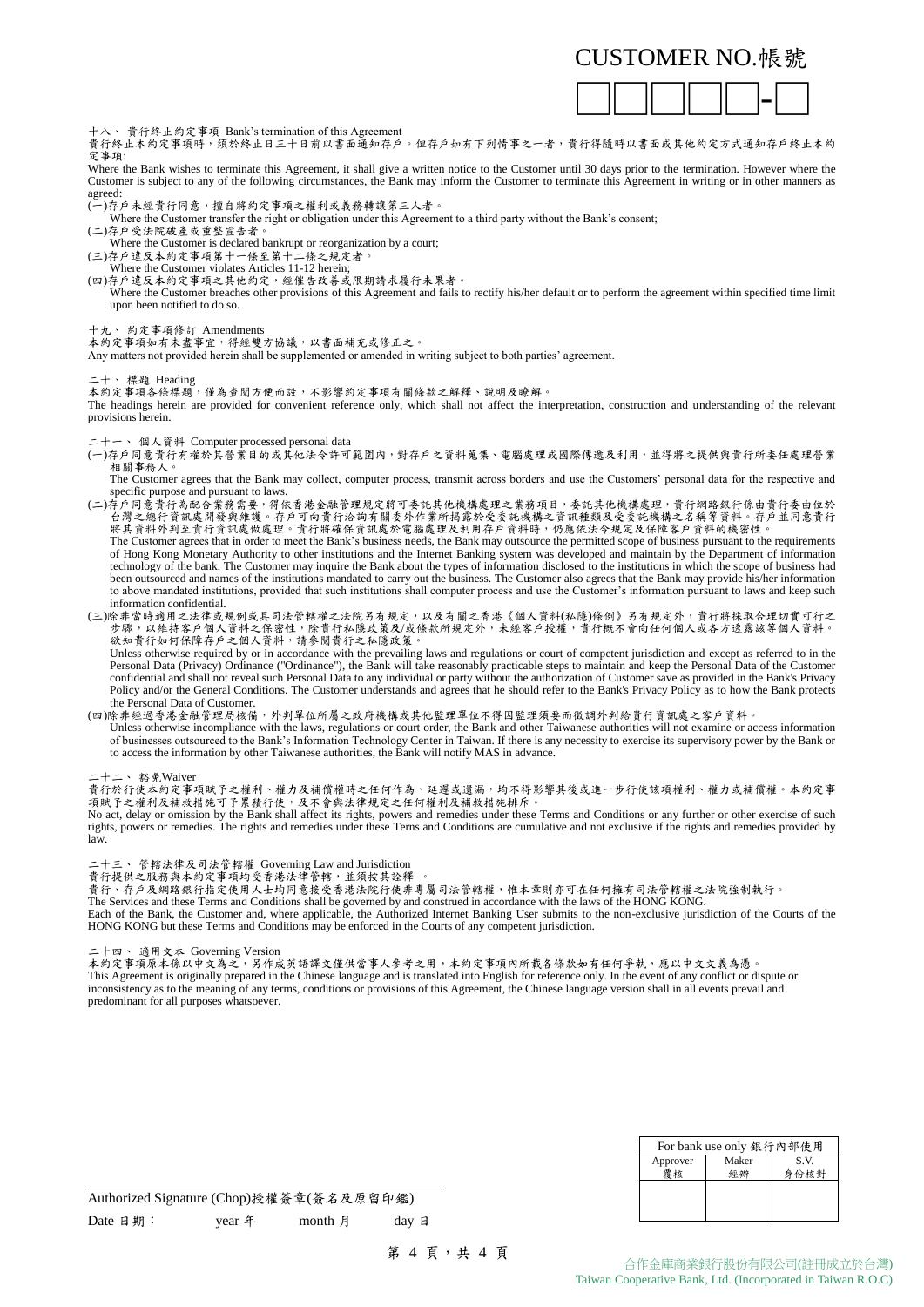CUSTOMER NO.帳號

□□□□□-□

十八、 貴行終止約定事項 Bank's termination of this Agreement

貴行終止本約定事項時，須於終止日三十日前以書面通知存戶。但存戶如有下列情事之一者，貴行得隨時以書面或其他約定方式通知存戶終止本約定事項:

Where the Bank wishes to terminate this Agreement, it shall give a written notice to the Customer until 30 days prior to the termination. However where the Customer is subject to any of the following circumstances, the Bank may inform the Customer to terminate this Agreement in writing or in other manners as agreed:

(一)存戶未經貴行同意，擅自將約定事項之權利或義務轉讓第三人者。
Where the Customer transfer the right or obligation under this Agreement to a third party without the Bank's consent;

(二)存戶受法院破產或重整宣告者。
Where the Customer is declared bankrupt or reorganization by a court;

(三)存戶違反本約定事項第十一條至第十二條之規定者。
Where the Customer violates Articles 11-12 herein;

(四)存戶違反本約定事項之其他約定，經催告改善或限期請求履行未果者。
Where the Customer breaches other provisions of this Agreement and fails to rectify his/her default or to perform the agreement within specified time limit upon been notified to do so.

十九、 約定事項修訂 Amendments

本約定事項如有未盡事宜，得經雙方協議，以書面補充或修正之。

Any matters not provided herein shall be supplemented or amended in writing subject to both parties' agreement.

二十、 標題 Heading

本約定事項各條標題，僅為查閱方便而設，不影響約定事項有關條款之解釋、說明及瞭解。

The headings herein are provided for convenient reference only, which shall not affect the interpretation, construction and understanding of the relevant provisions herein.

二十一、 個人資料 Computer processed personal data

(一)存戶同意貴行有權於其營業目的或其他法令許可範圍內，對存戶之資料蒐集、電腦處理或國際傳遞及利用，並得將之提供與貴行所委任處理營業相關事務人。
The Customer agrees that the Bank may collect, computer process, transmit across borders and use the Customers' personal data for the respective and specific purpose and pursuant to laws.

(二)存戶同意貴行為配合業務需要，得依香港金融管理規定將可委託其他機構處理之業務項目，委託其他機構處理，貴行網路銀行係由貴行委由位於台灣之總行資訊處開發與維護。存戶可向貴行洽詢有關委外作業所揭露於受委託機構之資訊種類及受委託機構之名稱等資料。存戶並同意貴行將其資料外判至貴行資訊處做處理。貴行將確保資訊處於電腦處理及利用存戶資料時，仍應依法令規定及保障客戶資料的機密性。
The Customer agrees that in order to meet the Bank's business needs, the Bank may outsource the permitted scope of business pursuant to the requirements of Hong Kong Monetary Authority to other institutions and the Internet Banking system was developed and maintain by the Department of information technology of the bank. The Customer may inquire the Bank about the types of information disclosed to the institutions in which the scope of business had been outsourced and names of the institutions mandated to carry out the business. The Customer also agrees that the Bank may provide his/her information to above mandated institutions, provided that such institutions shall computer process and use the Customer's information pursuant to laws and keep such information confidential.

(三)除非當時適用之法律或規例或具司法管轄權之法院另有規定，以及有關之香港《個人資料(私隱)條例》另有規定外，貴行將採取合理切實可行之步驟，以維持客戶個人資料之保密性，除貴行私隱政策及/或條款所規定外，未經客戶授權，貴行概不會向任何個人或各方透露該等個人資料。欲知貴行如何保障存戶之個人資料，請參閱貴行之私隱政策。
Unless otherwise required by or in accordance with the prevailing laws and regulations or court of competent jurisdiction and except as referred to in the Personal Data (Privacy) Ordinance ("Ordinance"), the Bank will take reasonably practicable steps to maintain and keep the Personal Data of the Customer confidential and shall not reveal such Personal Data to any individual or party without the authorization of Customer save as provided in the Bank's Privacy Policy and/or the General Conditions. The Customer understands and agrees that he should refer to the Bank's Privacy Policy as to how the Bank protects the Personal Data of Customer.

(四)除非經過香港金融管理局核備，外判單位所屬之政府機構或其他監理單位不得因監理須要而徵調外判給貴行資訊處之客戶資料。
Unless otherwise incompliance with the laws, regulations or court order, the Bank and other Taiwanese authorities will not examine or access information of businesses outsourced to the Bank's Information Technology Center in Taiwan. If there is any necessity to exercise its supervisory power by the Bank or to access the information by other Taiwanese authorities, the Bank will notify MAS in advance.

二十二、 豁免Waiver

貴行於行使本約定事項賦予之權利、權力及補償權時之任何作為、延遲或遺漏，均不得影響其後或進一步行使該項權利、權力或補償權。本約定事項賦予之權利及補救措施可予累積行使，及不會與法律規定之任何權利及補救措施排斥。

No act, delay or omission by the Bank shall affect its rights, powers and remedies under these Terms and Conditions or any further or other exercise of such rights, powers or remedies. The rights and remedies under these Terns and Conditions are cumulative and not exclusive if the rights and remedies provided by law.

二十三、 管轄法律及司法管轄權 Governing Law and Jurisdiction

貴行提供之服務與本約定事項均受香港法律管轄，並須按其詮釋 。

貴行、存戶及網路銀行指定使用人士均同意接受香港法院行使非專屬司法管轄權，惟本章則亦可在任何擁有司法管轄權之法院強制執行。

The Services and these Terms and Conditions shall be governed by and construed in accordance with the laws of the HONG KONG.

Each of the Bank, the Customer and, where applicable, the Authorized Internet Banking User submits to the non-exclusive jurisdiction of the Courts of the HONG KONG but these Terms and Conditions may be enforced in the Courts of any competent jurisdiction.

二十四、 適用文本 Governing Version

本約定事項原本係以中文為之，另作成英語譯文僅供當事人參考之用，本約定事項內所載各條款如有任何爭執，應以中文文義為憑。

This Agreement is originally prepared in the Chinese language and is translated into English for reference only. In the event of any conflict or dispute or inconsistency as to the meaning of any terms, conditions or provisions of this Agreement, the Chinese language version shall in all events prevail and predominant for all purposes whatsoever.

| For bank use only 銀行內部使用 | | |
|---|---|---|
| Approver 覆核 | Maker 經辦 | S.V. 身份核對 |
| | | |

Authorized Signature (Chop)授權簽章(簽名及原留印鑑)

Date 日期： year 年 month 月 day 日

合作金庫商業銀行股份有限公司(註冊成立於台灣)
Taiwan Cooperative Bank, Ltd. (Incorporated in Taiwan R.O.C)